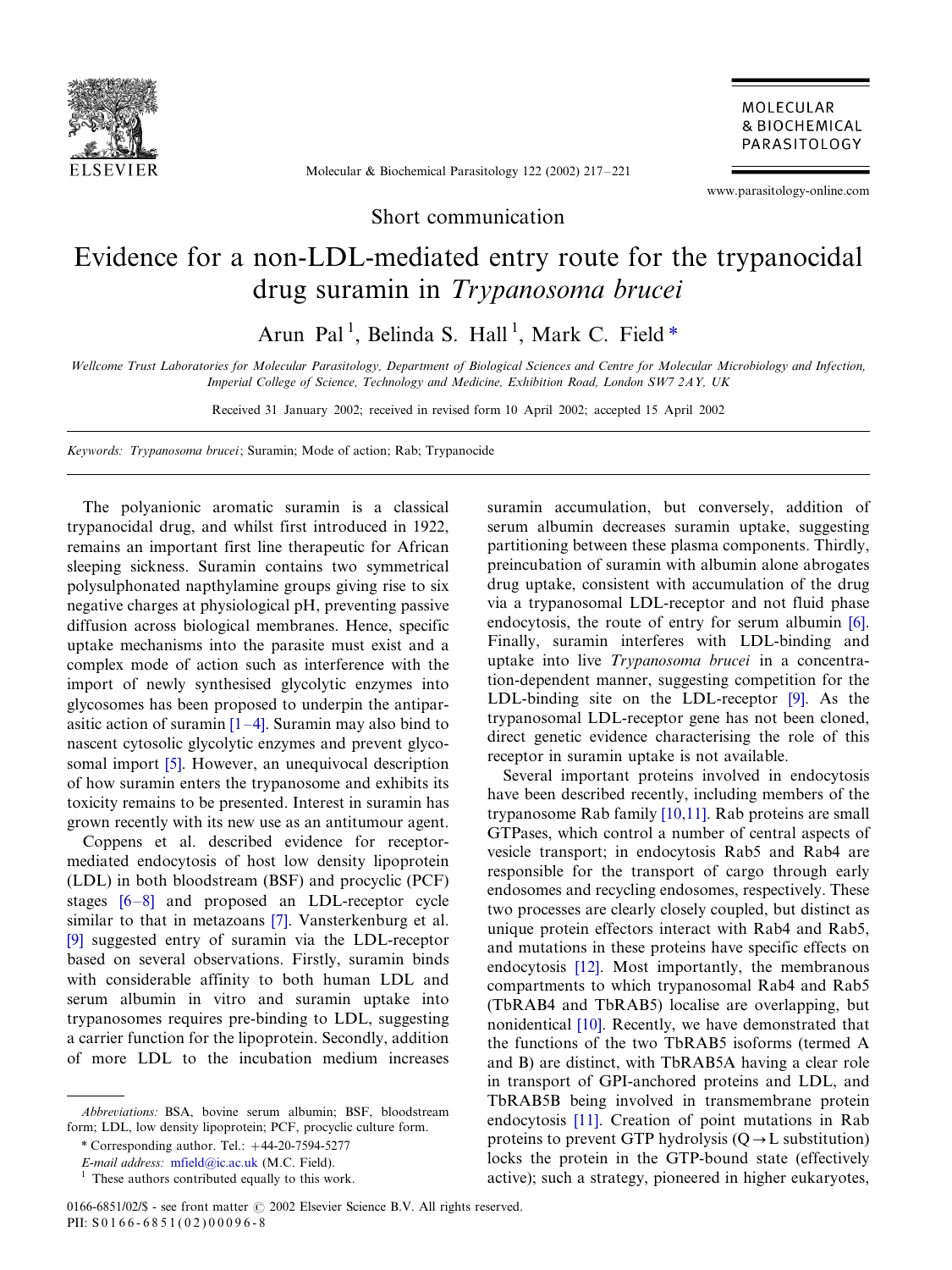Short communication

# Evidence for a non-LDL-mediated entry route for the trypanocidal drug suramin in *Trypanosoma brucei*

Arun Pal [1], Belinda S. Hall [1], Mark C. Field *

*Wellcome Trust Laboratories for Molecular Parasitology, Department of Biological Sciences and Centre for Molecular Microbiology and Infection, Imperial College of Science, Technology and Medicine, Exhibition Road, London SW7 2AY, UK*

Received 31 January 2002; received in revised form 10 April 2002; accepted 15 April 2002

*Keywords:* *Trypanosoma brucei*; Suramin; Mode of action; Rab; Trypanocide

The polyanionic aromatic suramin is a classical trypanocidal drug, and whilst first introduced in 1922, remains an important first line therapeutic for African sleeping sickness. Suramin contains two symmetrical polysulphonated napthylamine groups giving rise to six negative charges at physiological pH, preventing passive diffusion across biological membranes. Hence, specific uptake mechanisms into the parasite must exist and a complex mode of action such as interference with the import of newly synthesised glycolytic enzymes into glycosomes has been proposed to underpin the antiparasitic action of suramin [1–4]. Suramin may also bind to nascent cytosolic glycolytic enzymes and prevent glycosomal import [5]. However, an unequivocal description of how suramin enters the trypanosome and exhibits its toxicity remains to be presented. Interest in suramin has grown recently with its new use as an antitumour agent.

Coppens et al. described evidence for receptor-mediated endocytosis of host low density lipoprotein (LDL) in both bloodstream (BSF) and procyclic (PCF) stages [6–8] and proposed an LDL-receptor cycle similar to that in metazoans [7]. Vansterkenburg et al. [9] suggested entry of suramin via the LDL-receptor based on several observations. Firstly, suramin binds with considerable affinity to both human LDL and serum albumin in vitro and suramin uptake into trypanosomes requires pre-binding to LDL, suggesting a carrier function for the lipoprotein. Secondly, addition of more LDL to the incubation medium increases suramin accumulation, but conversely, addition of serum albumin decreases suramin uptake, suggesting partitioning between these plasma components. Thirdly, preincubation of suramin with albumin alone abrogates drug uptake, consistent with accumulation of the drug via a trypanosomal LDL-receptor and not fluid phase endocytosis, the route of entry for serum albumin [6]. Finally, suramin interferes with LDL-binding and uptake into live *Trypanosoma brucei* in a concentration-dependent manner, suggesting competition for the LDL-binding site on the LDL-receptor [9]. As the trypanosomal LDL-receptor gene has not been cloned, direct genetic evidence characterising the role of this receptor in suramin uptake is not available.

Several important proteins involved in endocytosis have been described recently, including members of the trypanosome Rab family [10,11]. Rab proteins are small GTPases, which control a number of central aspects of vesicle transport; in endocytosis Rab5 and Rab4 are responsible for the transport of cargo through early endosomes and recycling endosomes, respectively. These two processes are clearly closely coupled, but distinct as unique protein effectors interact with Rab4 and Rab5, and mutations in these proteins have specific effects on endocytosis [12]. Most importantly, the membranous compartments to which trypanosomal Rab4 and Rab5 (TbRAB4 and TbRAB5) localise are overlapping, but nonidentical [10]. Recently, we have demonstrated that the functions of the two TbRAB5 isoforms (termed A and B) are distinct, with TbRAB5A having a clear role in transport of GPI-anchored proteins and LDL, and TbRAB5B being involved in transmembrane protein endocytosis [11]. Creation of point mutations in Rab proteins to prevent GTP hydrolysis ($Q \rightarrow L$ substitution) locks the protein in the GTP-bound state (effectively active); such a strategy, pioneered in higher eukaryotes,

---

*Abbreviations:* BSA, bovine serum albumin; BSF, bloodstream form; LDL, low density lipoprotein; PCF, procyclic culture form.

\* Corresponding author. Tel.: +44-20-7594-5277

*E-mail address:* mfield@ic.ac.uk (M.C. Field).

[1] These authors contributed equally to this work.

0166-6851/02/$ - see front matter © 2002 Elsevier Science B.V. All rights reserved.
PII: S0166-6851(02)00096-8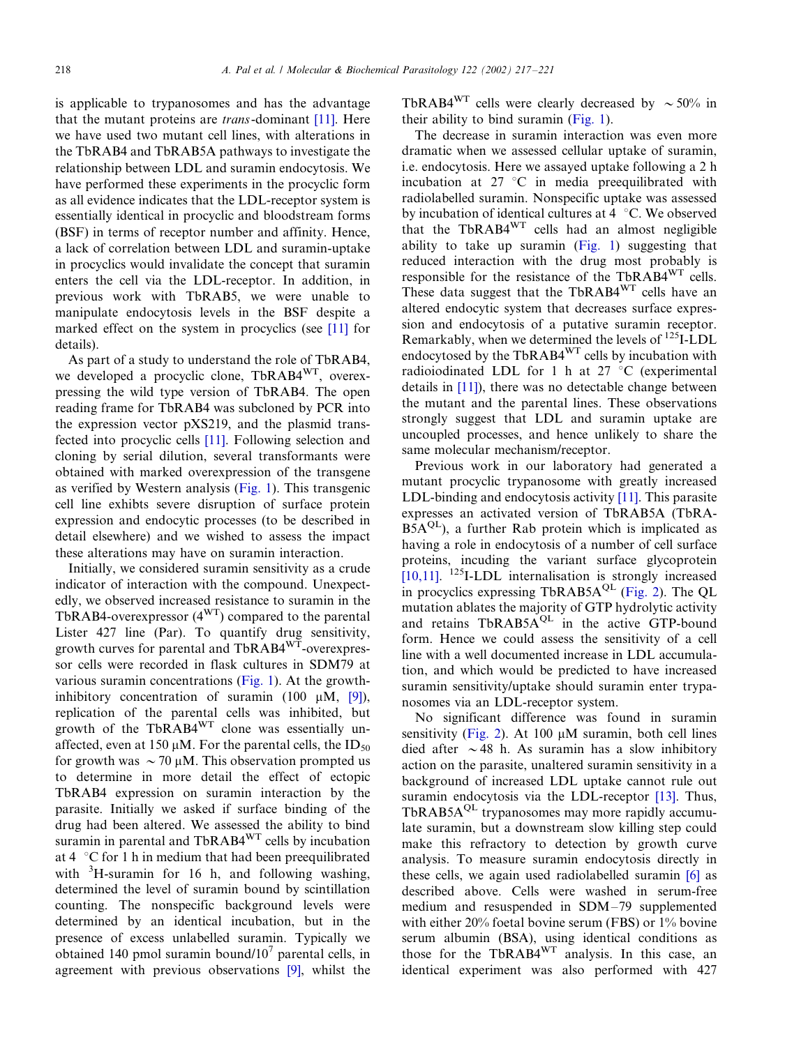is applicable to trypanosomes and has the advantage that the mutant proteins are *trans*-dominant [11]. Here we have used two mutant cell lines, with alterations in the TbRAB4 and TbRAB5A pathways to investigate the relationship between LDL and suramin endocytosis. We have performed these experiments in the procyclic form as all evidence indicates that the LDL-receptor system is essentially identical in procyclic and bloodstream forms (BSF) in terms of receptor number and affinity. Hence, a lack of correlation between LDL and suramin-uptake in procyclics would invalidate the concept that suramin enters the cell via the LDL-receptor. In addition, in previous work with TbRAB5, we were unable to manipulate endocytosis levels in the BSF despite a marked effect on the system in procyclics (see [11] for details).

As part of a study to understand the role of TbRAB4, we developed a procyclic clone, $TbRAB4^{WT}$, overexpressing the wild type version of TbRAB4. The open reading frame for TbRAB4 was subcloned by PCR into the expression vector pXS219, and the plasmid transfected into procyclic cells [11]. Following selection and cloning by serial dilution, several transformants were obtained with marked overexpression of the transgene as verified by Western analysis (Fig. 1). This transgenic cell line exhibts severe disruption of surface protein expression and endocytic processes (to be described in detail elsewhere) and we wished to assess the impact these alterations may have on suramin interaction.

Initially, we considered suramin sensitivity as a crude indicator of interaction with the compound. Unexpectedly, we observed increased resistance to suramin in the TbRAB4-overexpressor ($4^{WT}$) compared to the parental Lister 427 line (Par). To quantify drug sensitivity, growth curves for parental and $TbRAB4^{WT}$-overexpressor cells were recorded in flask cultures in SDM79 at various suramin concentrations (Fig. 1). At the growth-inhibitory concentration of suramin (100 μM, [9]), replication of the parental cells was inhibited, but growth of the $TbRAB4^{WT}$ clone was essentially unaffected, even at 150 μM. For the parental cells, the $ID_{50}$ for growth was ~ 70 μM. This observation prompted us to determine in more detail the effect of ectopic TbRAB4 expression on suramin interaction by the parasite. Initially we asked if surface binding of the drug had been altered. We assessed the ability to bind suramin in parental and $TbRAB4^{WT}$ cells by incubation at 4 °C for 1 h in medium that had been preequilibrated with $^{3}$H-suramin for 16 h, and following washing, determined the level of suramin bound by scintillation counting. The nonspecific background levels were determined by an identical incubation, but in the presence of excess unlabelled suramin. Typically we obtained 140 pmol suramin bound/$10^7$ parental cells, in agreement with previous observations [9], whilst the $TbRAB4^{WT}$ cells were clearly decreased by ~ 50% in their ability to bind suramin (Fig. 1).

The decrease in suramin interaction was even more dramatic when we assessed cellular uptake of suramin, i.e. endocytosis. Here we assayed uptake following a 2 h incubation at 27 °C in media preequilibrated with radiolabelled suramin. Nonspecific uptake was assessed by incubation of identical cultures at 4 °C. We observed that the $TbRAB4^{WT}$ cells had an almost negligible ability to take up suramin (Fig. 1) suggesting that reduced interaction with the drug most probably is responsible for the resistance of the $TbRAB4^{WT}$ cells. These data suggest that the $TbRAB4^{WT}$ cells have an altered endocytic system that decreases surface expression and endocytosis of a putative suramin receptor. Remarkably, when we determined the levels of $^{125}$I-LDL endocytosed by the $TbRAB4^{WT}$ cells by incubation with radioiodinated LDL for 1 h at 27 °C (experimental details in [11]), there was no detectable change between the mutant and the parental lines. These observations strongly suggest that LDL and suramin uptake are uncoupled processes, and hence unlikely to share the same molecular mechanism/receptor.

Previous work in our laboratory had generated a mutant procyclic trypanosome with greatly increased LDL-binding and endocytosis activity [11]. This parasite expresses an activated version of TbRAB5A ($TbRAB5A^{QL}$), a further Rab protein which is implicated as having a role in endocytosis of a number of cell surface proteins, incuding the variant surface glycoprotein [10,11]. $^{125}$I-LDL internalisation is strongly increased in procyclics expressing $TbRAB5A^{QL}$ (Fig. 2). The QL mutation ablates the majority of GTP hydrolytic activity and retains $TbRAB5A^{QL}$ in the active GTP-bound form. Hence we could assess the sensitivity of a cell line with a well documented increase in LDL accumulation, and which would be predicted to have increased suramin sensitivity/uptake should suramin enter trypanosomes via an LDL-receptor system.

No significant difference was found in suramin sensitivity (Fig. 2). At 100 μM suramin, both cell lines died after ~ 48 h. As suramin has a slow inhibitory action on the parasite, unaltered suramin sensitivity in a background of increased LDL uptake cannot rule out suramin endocytosis via the LDL-receptor [13]. Thus, $TbRAB5A^{QL}$ trypanosomes may more rapidly accumulate suramin, but a downstream slow killing step could make this refractory to detection by growth curve analysis. To measure suramin endocytosis directly in these cells, we again used radiolabelled suramin [6] as described above. Cells were washed in serum-free medium and resuspended in SDM–79 supplemented with either 20% foetal bovine serum (FBS) or 1% bovine serum albumin (BSA), using identical conditions as those for the $TbRAB4^{WT}$ analysis. In this case, an identical experiment was also performed with 427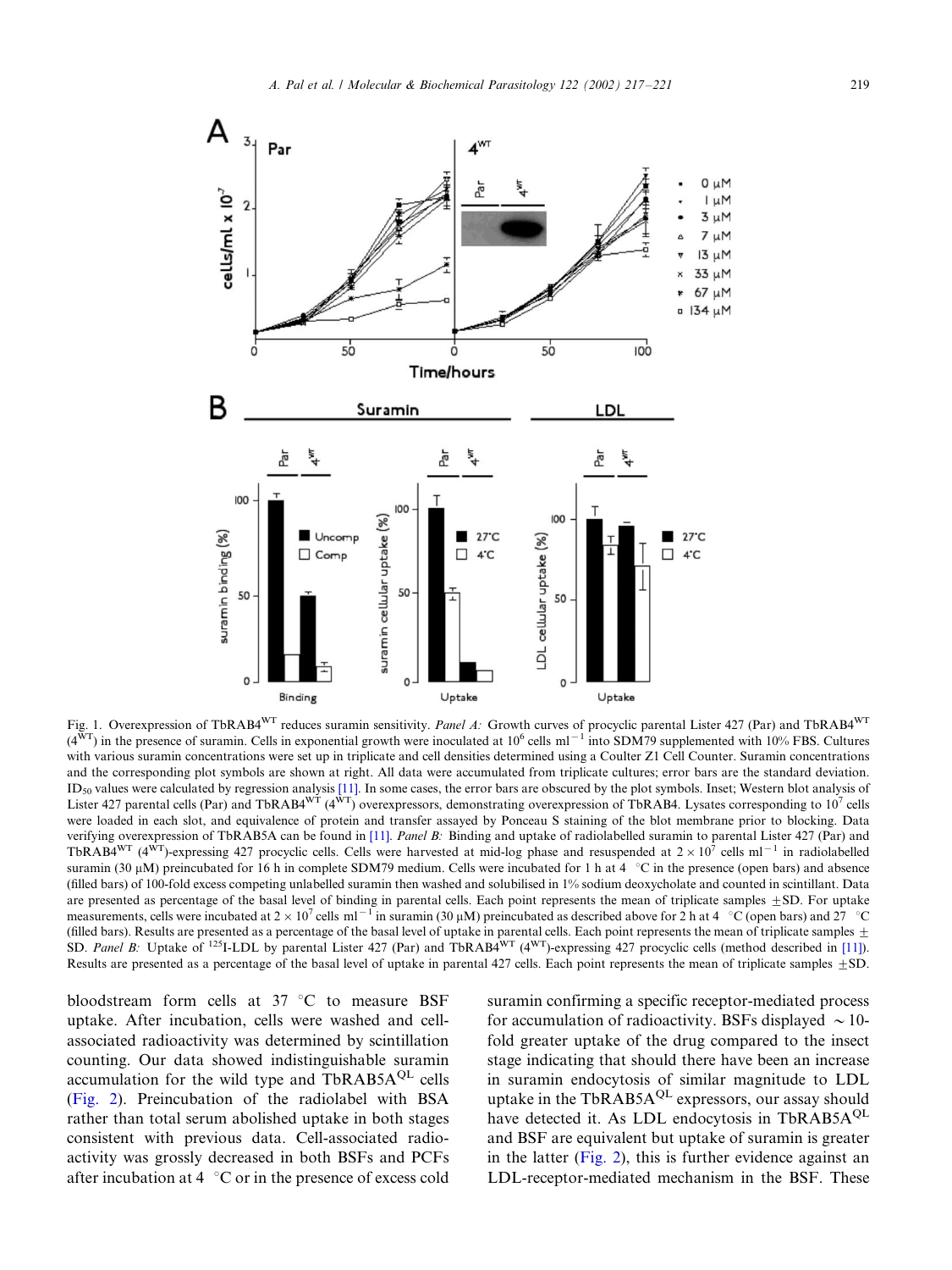Fig. 1. Overexpression of TbRAB4$^{WT}$ reduces suramin sensitivity. *Panel A:* Growth curves of procyclic parental Lister 427 (Par) and TbRAB4$^{WT}$ ($4^{WT}$) in the presence of suramin. Cells in exponential growth were inoculated at $10^6$ cells ml$^{-1}$ into SDM79 supplemented with 10% FBS. Cultures with various suramin concentrations were set up in triplicate and cell densities determined using a Coulter Z1 Cell Counter. Suramin concentrations and the corresponding plot symbols are shown at right. All data were accumulated from triplicate cultures; error bars are the standard deviation. $ID_{50}$ values were calculated by regression analysis [11]. In some cases, the error bars are obscured by the plot symbols. Inset; Western blot analysis of Lister 427 parental cells (Par) and TbRAB4$^{WT}$ ($4^{WT}$) overexpressors, demonstrating overexpression of TbRAB4. Lysates corresponding to $10^7$ cells were loaded in each slot, and equivalence of protein and transfer assayed by Ponceau S staining of the blot membrane prior to blocking. Data verifying overexpression of TbRAB5A can be found in [11]. *Panel B:* Binding and uptake of radiolabelled suramin to parental Lister 427 (Par) and TbRAB4$^{WT}$ ($4^{WT}$)-expressing 427 procyclic cells. Cells were harvested at mid-log phase and resuspended at $2 \times 10^7$ cells ml$^{-1}$ in radiolabelled suramin (30 μM) preincubated for 16 h in complete SDM79 medium. Cells were incubated for 1 h at 4 °C in the presence (open bars) and absence (filled bars) of 100-fold excess competing unlabelled suramin then washed and solubilised in 1% sodium deoxycholate and counted in scintillant. Data are presented as percentage of the basal level of binding in parental cells. Each point represents the mean of triplicate samples ±SD. For uptake measurements, cells were incubated at $2 \times 10^7$ cells ml$^{-1}$ in suramin (30 μM) preincubated as described above for 2 h at 4 °C (open bars) and 27 °C (filled bars). Results are presented as a percentage of the basal level of uptake in parental cells. Each point represents the mean of triplicate samples ± SD. *Panel B:* Uptake of $^{125}$I-LDL by parental Lister 427 (Par) and TbRAB4$^{WT}$ ($4^{WT}$)-expressing 427 procyclic cells (method described in [11]). Results are presented as a percentage of the basal level of uptake in parental 427 cells. Each point represents the mean of triplicate samples ±SD.

bloodstream form cells at 37 °C to measure BSF uptake. After incubation, cells were washed and cell-associated radioactivity was determined by scintillation counting. Our data showed indistinguishable suramin accumulation for the wild type and TbRAB5A$^{QL}$ cells (Fig. 2). Preincubation of the radiolabel with BSA rather than total serum abolished uptake in both stages consistent with previous data. Cell-associated radioactivity was grossly decreased in both BSFs and PCFs after incubation at 4 °C or in the presence of excess cold suramin confirming a specific receptor-mediated process for accumulation of radioactivity. BSFs displayed ~10-fold greater uptake of the drug compared to the insect stage indicating that should there have been an increase in suramin endocytosis of similar magnitude to LDL uptake in the TbRAB5A$^{QL}$ expressors, our assay should have detected it. As LDL endocytosis in TbRAB5A$^{QL}$ and BSF are equivalent but uptake of suramin is greater in the latter (Fig. 2), this is further evidence against an LDL-receptor-mediated mechanism in the BSF. These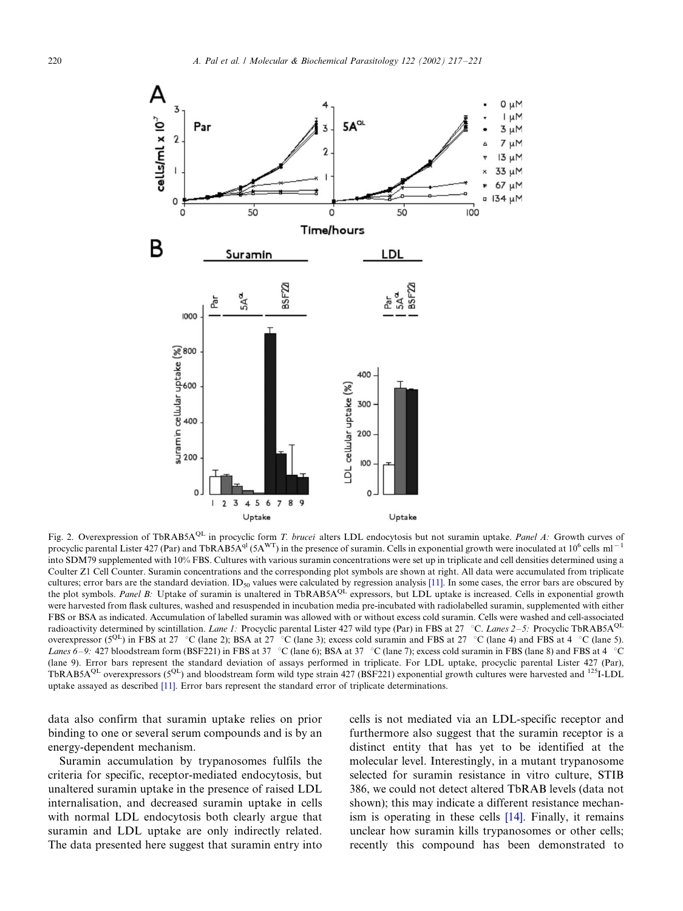Fig. 2. Overexpression of TbRAB5A$^{QL}$ in procyclic form *T. brucei* alters LDL endocytosis but not suramin uptake. *Panel A:* Growth curves of procyclic parental Lister 427 (Par) and TbRAB5A$^{ql}$ (5A$^{WT}$) in the presence of suramin. Cells in exponential growth were inoculated at $10^6$ cells ml$^{-1}$ into SDM79 supplemented with 10% FBS. Cultures with various suramin concentrations were set up in triplicate and cell densities determined using a Coulter Z1 Cell Counter. Suramin concentrations and the corresponding plot symbols are shown at right. All data were accumulated from triplicate cultures; error bars are the standard deviation. $ID_{50}$ values were calculated by regression analysis [11]. In some cases, the error bars are obscured by the plot symbols. *Panel B:* Uptake of suramin is unaltered in TbRAB5A$^{QL}$ expressors, but LDL uptake is increased. Cells in exponential growth were harvested from flask cultures, washed and resuspended in incubation media pre-incubated with radiolabelled suramin, supplemented with either FBS or BSA as indicated. Accumulation of labelled suramin was allowed with or without excess cold suramin. Cells were washed and cell-associated radioactivity determined by scintillation. *Lane 1:* Procyclic parental Lister 427 wild type (Par) in FBS at 27 °C. *Lanes 2–5:* Procyclic TbRAB5A$^{QL}$ overexpressor (5$^{QL}$) in FBS at 27 °C (lane 2); BSA at 27 °C (lane 3); excess cold suramin and FBS at 27 °C (lane 4) and FBS at 4 °C (lane 5). *Lanes 6–9:* 427 bloodstream form (BSF221) in FBS at 37 °C (lane 6); BSA at 37 °C (lane 7); excess cold suramin in FBS (lane 8) and FBS at 4 °C (lane 9). Error bars represent the standard deviation of assays performed in triplicate. For LDL uptake, procyclic parental Lister 427 (Par), TbRAB5A$^{QL}$ overexpressors (5$^{QL}$) and bloodstream form wild type strain 427 (BSF221) exponential growth cultures were harvested and $^{125}$I-LDL uptake assayed as described [11]. Error bars represent the standard error of triplicate determinations.

data also confirm that suramin uptake relies on prior binding to one or several serum compounds and is by an energy-dependent mechanism.

Suramin accumulation by trypanosomes fulfils the criteria for specific, receptor-mediated endocytosis, but unaltered suramin uptake in the presence of raised LDL internalisation, and decreased suramin uptake in cells with normal LDL endocytosis both clearly argue that suramin and LDL uptake are only indirectly related. The data presented here suggest that suramin entry into cells is not mediated via an LDL-specific receptor and furthermore also suggest that the suramin receptor is a distinct entity that has yet to be identified at the molecular level. Interestingly, in a mutant trypanosome selected for suramin resistance in vitro culture, STIB 386, we could not detect altered TbRAB levels (data not shown); this may indicate a different resistance mechanism is operating in these cells [14]. Finally, it remains unclear how suramin kills trypanosomes or other cells; recently this compound has been demonstrated to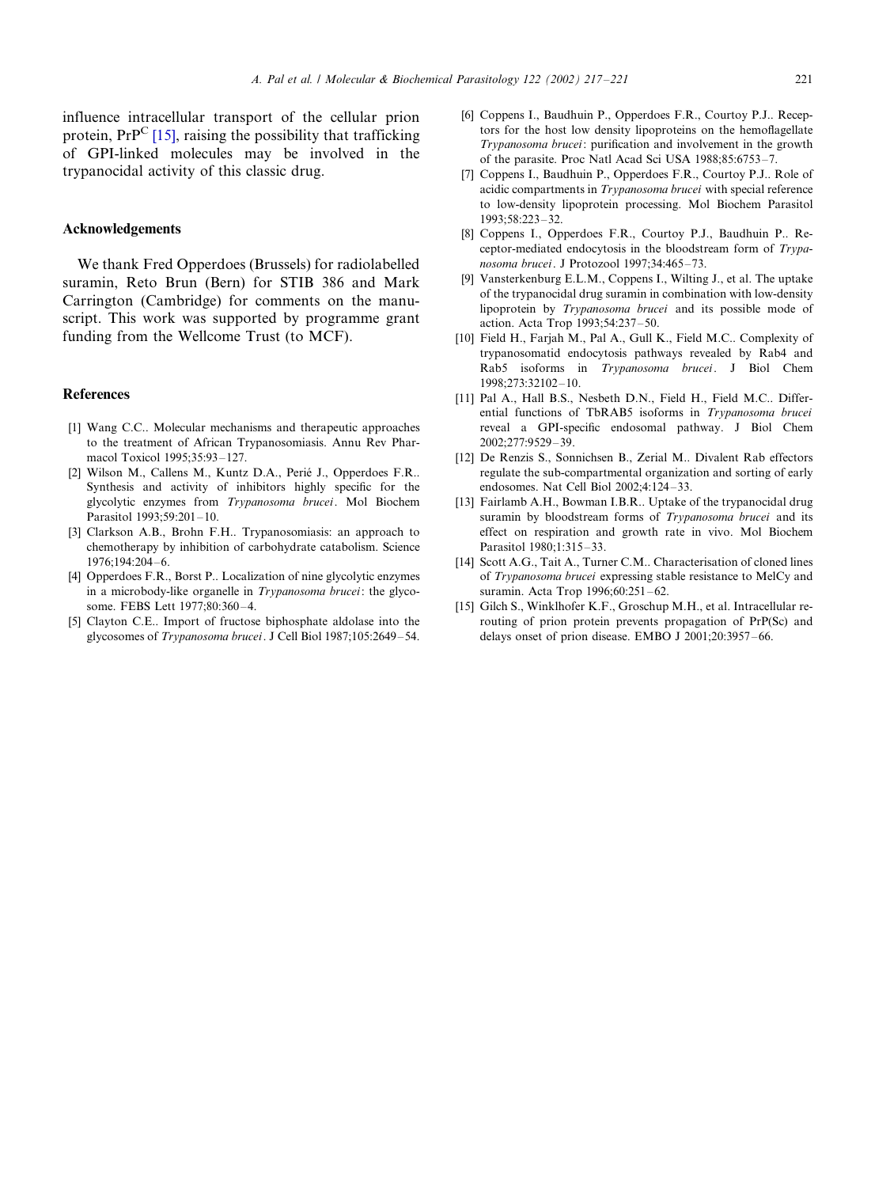influence intracellular transport of the cellular prion protein, $PrP^C$ [15], raising the possibility that trafficking of GPI-linked molecules may be involved in the trypanocidal activity of this classic drug.

## Acknowledgements

We thank Fred Opperdoes (Brussels) for radiolabelled suramin, Reto Brun (Bern) for STIB 386 and Mark Carrington (Cambridge) for comments on the manuscript. This work was supported by programme grant funding from the Wellcome Trust (to MCF).

## References

[1] Wang C.C.. Molecular mechanisms and therapeutic approaches to the treatment of African Trypanosomiasis. Annu Rev Pharmacol Toxicol 1995;35:93–127.

[2] Wilson M., Callens M., Kuntz D.A., Perié J., Opperdoes F.R.. Synthesis and activity of inhibitors highly specific for the glycolytic enzymes from *Trypanosoma brucei*. Mol Biochem Parasitol 1993;59:201–10.

[3] Clarkson A.B., Brohn F.H.. Trypanosomiasis: an approach to chemotherapy by inhibition of carbohydrate catabolism. Science 1976;194:204–6.

[4] Opperdoes F.R., Borst P.. Localization of nine glycolytic enzymes in a microbody-like organelle in *Trypanosoma brucei*: the glycosome. FEBS Lett 1977;80:360–4.

[5] Clayton C.E.. Import of fructose biphosphate aldolase into the glycosomes of *Trypanosoma brucei*. J Cell Biol 1987;105:2649–54.

[6] Coppens I., Baudhuin P., Opperdoes F.R., Courtoy P.J.. Receptors for the host low density lipoproteins on the hemoflagellate *Trypanosoma brucei*: purification and involvement in the growth of the parasite. Proc Natl Acad Sci USA 1988;85:6753–7.

[7] Coppens I., Baudhuin P., Opperdoes F.R., Courtoy P.J.. Role of acidic compartments in *Trypanosoma brucei* with special reference to low-density lipoprotein processing. Mol Biochem Parasitol 1993;58:223–32.

[8] Coppens I., Opperdoes F.R., Courtoy P.J., Baudhuin P.. Receptor-mediated endocytosis in the bloodstream form of *Trypanosoma brucei*. J Protozool 1997;34:465–73.

[9] Vansterkenburg E.L.M., Coppens I., Wilting J., et al. The uptake of the trypanocidal drug suramin in combination with low-density lipoprotein by *Trypanosoma brucei* and its possible mode of action. Acta Trop 1993;54:237–50.

[10] Field H., Farjah M., Pal A., Gull K., Field M.C.. Complexity of trypanosomatid endocytosis pathways revealed by Rab4 and Rab5 isoforms in *Trypanosoma brucei*. J Biol Chem 1998;273:32102–10.

[11] Pal A., Hall B.S., Nesbeth D.N., Field H., Field M.C.. Differential functions of TbRAB5 isoforms in *Trypanosoma brucei* reveal a GPI-specific endosomal pathway. J Biol Chem 2002;277:9529–39.

[12] De Renzis S., Sonnichsen B., Zerial M.. Divalent Rab effectors regulate the sub-compartmental organization and sorting of early endosomes. Nat Cell Biol 2002;4:124–33.

[13] Fairlamb A.H., Bowman I.B.R.. Uptake of the trypanocidal drug suramin by bloodstream forms of *Trypanosoma brucei* and its effect on respiration and growth rate in vivo. Mol Biochem Parasitol 1980;1:315–33.

[14] Scott A.G., Tait A., Turner C.M.. Characterisation of cloned lines of *Trypanosoma brucei* expressing stable resistance to MelCy and suramin. Acta Trop 1996;60:251–62.

[15] Gilch S., Winklhofer K.F., Groschup M.H., et al. Intracellular rerouting of prion protein prevents propagation of PrP(Sc) and delays onset of prion disease. EMBO J 2001;20:3957–66.